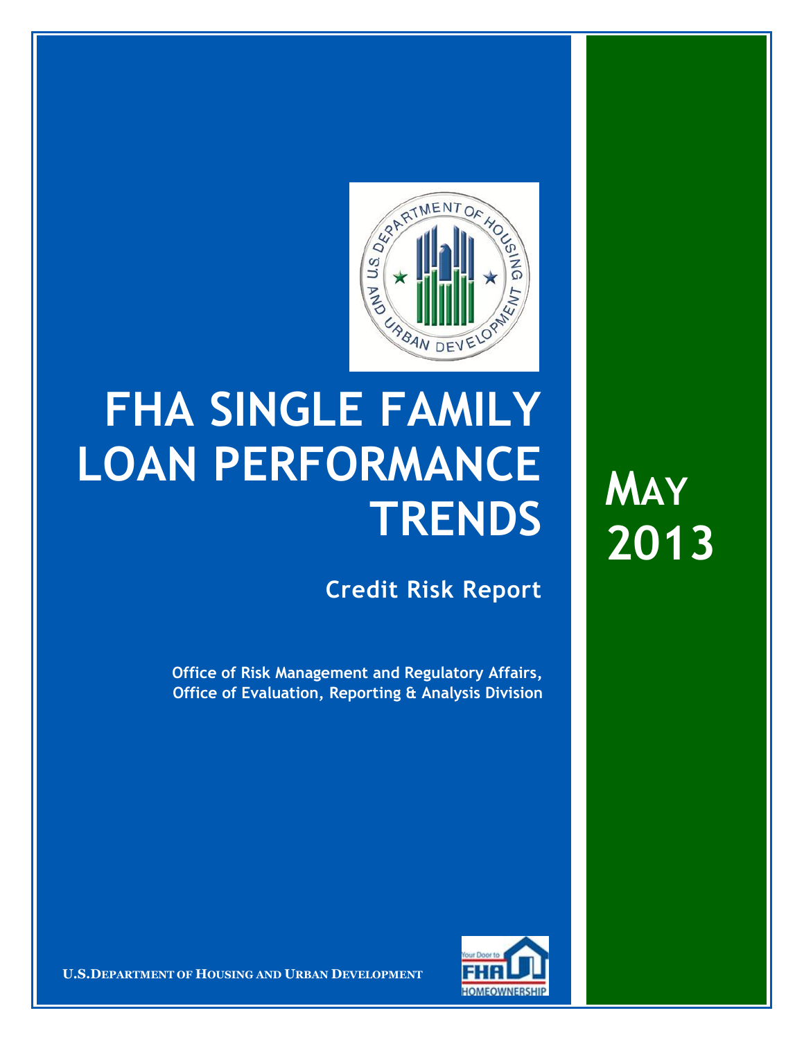# FHA SINGLE FAMILY LOAN PERFORMANCE TRENDS

## Credit Risk Report

**MAY 2013**

**Office of Risk Management and Regulatory Affairs, Office of Evaluation, Reporting & Analysis Division**

**U.S. DEPARTMENT OF HOUSING AND URBAN DEVELOPMENT**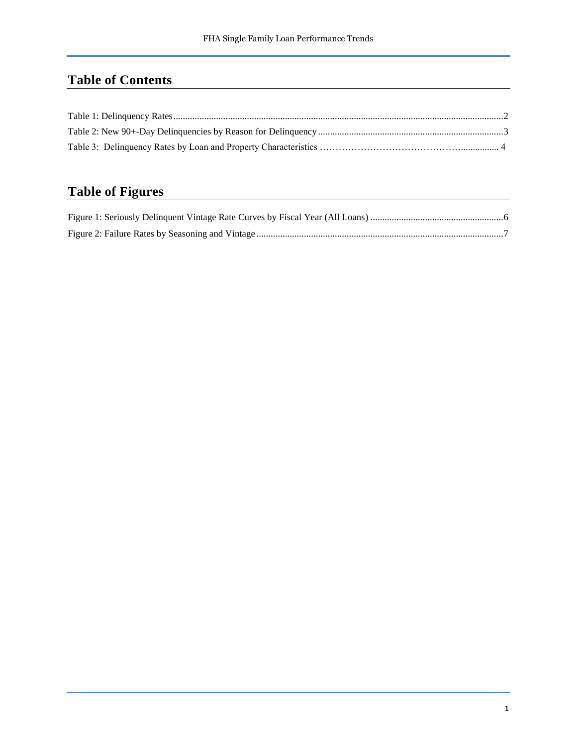## Table of Contents

Table 1: Delinquency Rates ........................................................................................................................................ 2

Table 2: New 90+-Day Delinquencies by Reason for Delinquency ............................................................................ 3

Table 3: Delinquency Rates by Loan and Property Characteristics ………………………………………................ 4

## Table of Figures

Figure 1: Seriously Delinquent Vintage Rate Curves by Fiscal Year (All Loans) ........................................................ 6

Figure 2: Failure Rates by Seasoning and Vintage ...................................................................................................... 7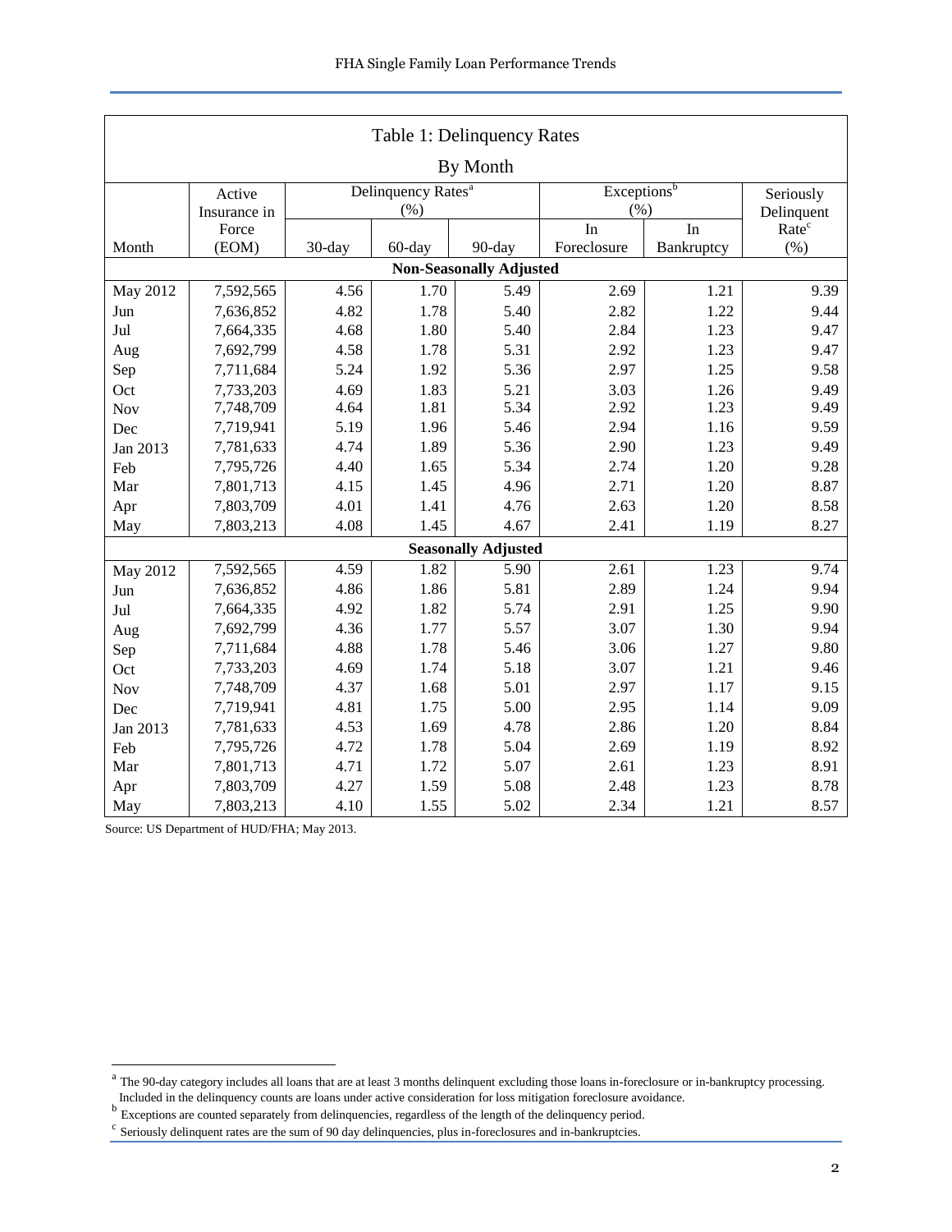## Table 1: Delinquency Rates

### By Month

| Month | Active Insurance in Force (EOM) | Delinquency Rates[a] (%) | | | Exceptions[b] (%) | | Seriously Delinquent Rate[c] (%) |
|---|---|---|---|---|---|---|---|
| | | 30-day | 60-day | 90-day | In Foreclosure | In Bankruptcy | |
| **Non-Seasonally Adjusted** | | | | | | | |
| May 2012 | 7,592,565 | 4.56 | 1.70 | 5.49 | 2.69 | 1.21 | 9.39 |
| Jun | 7,636,852 | 4.82 | 1.78 | 5.40 | 2.82 | 1.22 | 9.44 |
| Jul | 7,664,335 | 4.68 | 1.80 | 5.40 | 2.84 | 1.23 | 9.47 |
| Aug | 7,692,799 | 4.58 | 1.78 | 5.31 | 2.92 | 1.23 | 9.47 |
| Sep | 7,711,684 | 5.24 | 1.92 | 5.36 | 2.97 | 1.25 | 9.58 |
| Oct | 7,733,203 | 4.69 | 1.83 | 5.21 | 3.03 | 1.26 | 9.49 |
| Nov | 7,748,709 | 4.64 | 1.81 | 5.34 | 2.92 | 1.23 | 9.49 |
| Dec | 7,719,941 | 5.19 | 1.96 | 5.46 | 2.94 | 1.16 | 9.59 |
| Jan 2013 | 7,781,633 | 4.74 | 1.89 | 5.36 | 2.90 | 1.23 | 9.49 |
| Feb | 7,795,726 | 4.40 | 1.65 | 5.34 | 2.74 | 1.20 | 9.28 |
| Mar | 7,801,713 | 4.15 | 1.45 | 4.96 | 2.71 | 1.20 | 8.87 |
| Apr | 7,803,709 | 4.01 | 1.41 | 4.76 | 2.63 | 1.20 | 8.58 |
| May | 7,803,213 | 4.08 | 1.45 | 4.67 | 2.41 | 1.19 | 8.27 |
| **Seasonally Adjusted** | | | | | | | |
| May 2012 | 7,592,565 | 4.59 | 1.82 | 5.90 | 2.61 | 1.23 | 9.74 |
| Jun | 7,636,852 | 4.86 | 1.86 | 5.81 | 2.89 | 1.24 | 9.94 |
| Jul | 7,664,335 | 4.92 | 1.82 | 5.74 | 2.91 | 1.25 | 9.90 |
| Aug | 7,692,799 | 4.36 | 1.77 | 5.57 | 3.07 | 1.30 | 9.94 |
| Sep | 7,711,684 | 4.88 | 1.78 | 5.46 | 3.06 | 1.27 | 9.80 |
| Oct | 7,733,203 | 4.69 | 1.74 | 5.18 | 3.07 | 1.21 | 9.46 |
| Nov | 7,748,709 | 4.37 | 1.68 | 5.01 | 2.97 | 1.17 | 9.15 |
| Dec | 7,719,941 | 4.81 | 1.75 | 5.00 | 2.95 | 1.14 | 9.09 |
| Jan 2013 | 7,781,633 | 4.53 | 1.69 | 4.78 | 2.86 | 1.20 | 8.84 |
| Feb | 7,795,726 | 4.72 | 1.78 | 5.04 | 2.69 | 1.19 | 8.92 |
| Mar | 7,801,713 | 4.71 | 1.72 | 5.07 | 2.61 | 1.23 | 8.91 |
| Apr | 7,803,709 | 4.27 | 1.59 | 5.08 | 2.48 | 1.23 | 8.78 |
| May | 7,803,213 | 4.10 | 1.55 | 5.02 | 2.34 | 1.21 | 8.57 |

Source: US Department of HUD/FHA; May 2013.

[a] The 90-day category includes all loans that are at least 3 months delinquent excluding those loans in-foreclosure or in-bankruptcy processing. Included in the delinquency counts are loans under active consideration for loss mitigation foreclosure avoidance.

[b] Exceptions are counted separately from delinquencies, regardless of the length of the delinquency period.

[c] Seriously delinquent rates are the sum of 90 day delinquencies, plus in-foreclosures and in-bankruptcies.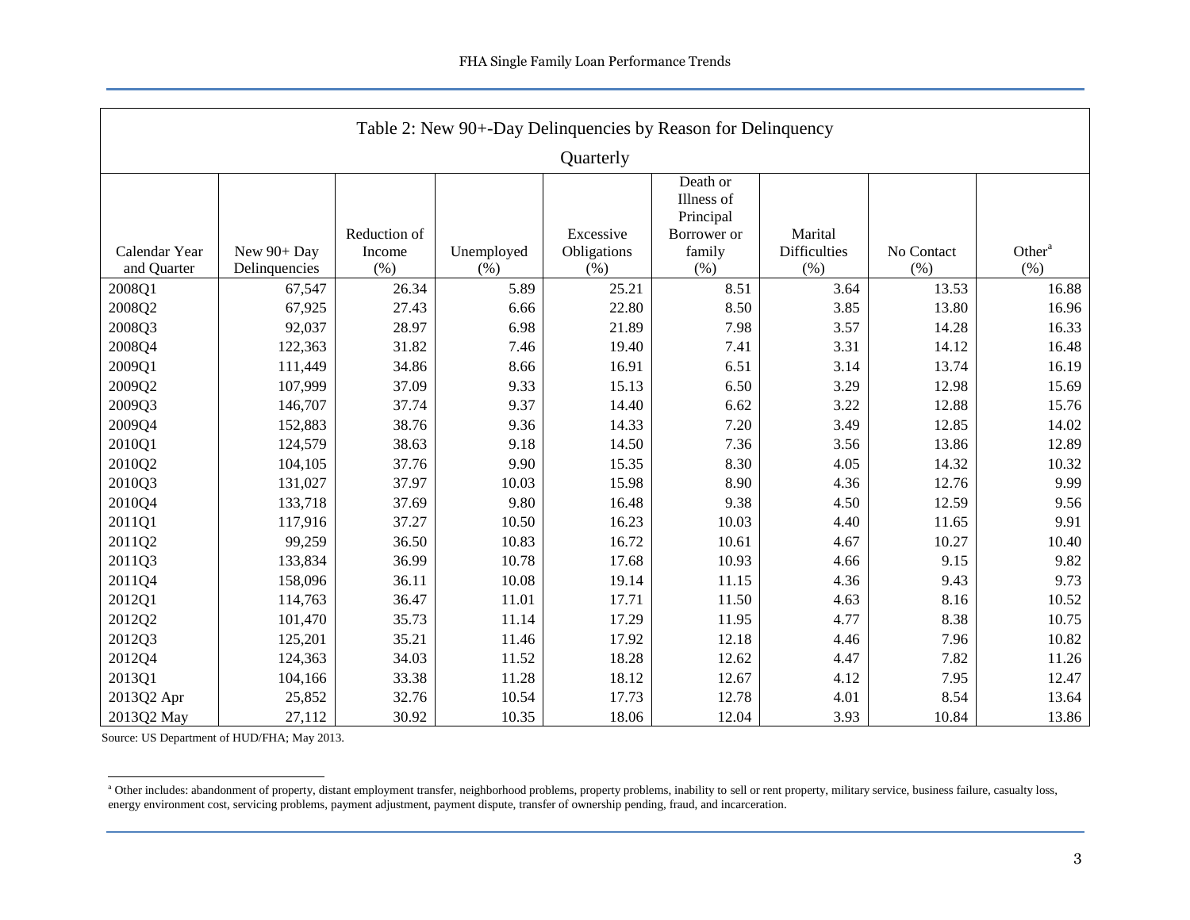## Table 2: New 90+-Day Delinquencies by Reason for Delinquency

### Quarterly

| Calendar Year and Quarter | New 90+ Day Delinquencies | Reduction of Income (%) | Unemployed (%) | Excessive Obligations (%) | Death or Illness of Principal Borrower or family (%) | Marital Difficulties (%) | No Contact (%) | Other[a] (%) |
|---|---|---|---|---|---|---|---|---|
| 2008Q1 | 67,547 | 26.34 | 5.89 | 25.21 | 8.51 | 3.64 | 13.53 | 16.88 |
| 2008Q2 | 67,925 | 27.43 | 6.66 | 22.80 | 8.50 | 3.85 | 13.80 | 16.96 |
| 2008Q3 | 92,037 | 28.97 | 6.98 | 21.89 | 7.98 | 3.57 | 14.28 | 16.33 |
| 2008Q4 | 122,363 | 31.82 | 7.46 | 19.40 | 7.41 | 3.31 | 14.12 | 16.48 |
| 2009Q1 | 111,449 | 34.86 | 8.66 | 16.91 | 6.51 | 3.14 | 13.74 | 16.19 |
| 2009Q2 | 107,999 | 37.09 | 9.33 | 15.13 | 6.50 | 3.29 | 12.98 | 15.69 |
| 2009Q3 | 146,707 | 37.74 | 9.37 | 14.40 | 6.62 | 3.22 | 12.88 | 15.76 |
| 2009Q4 | 152,883 | 38.76 | 9.36 | 14.33 | 7.20 | 3.49 | 12.85 | 14.02 |
| 2010Q1 | 124,579 | 38.63 | 9.18 | 14.50 | 7.36 | 3.56 | 13.86 | 12.89 |
| 2010Q2 | 104,105 | 37.76 | 9.90 | 15.35 | 8.30 | 4.05 | 14.32 | 10.32 |
| 2010Q3 | 131,027 | 37.97 | 10.03 | 15.98 | 8.90 | 4.36 | 12.76 | 9.99 |
| 2010Q4 | 133,718 | 37.69 | 9.80 | 16.48 | 9.38 | 4.50 | 12.59 | 9.56 |
| 2011Q1 | 117,916 | 37.27 | 10.50 | 16.23 | 10.03 | 4.40 | 11.65 | 9.91 |
| 2011Q2 | 99,259 | 36.50 | 10.83 | 16.72 | 10.61 | 4.67 | 10.27 | 10.40 |
| 2011Q3 | 133,834 | 36.99 | 10.78 | 17.68 | 10.93 | 4.66 | 9.15 | 9.82 |
| 2011Q4 | 158,096 | 36.11 | 10.08 | 19.14 | 11.15 | 4.36 | 9.43 | 9.73 |
| 2012Q1 | 114,763 | 36.47 | 11.01 | 17.71 | 11.50 | 4.63 | 8.16 | 10.52 |
| 2012Q2 | 101,470 | 35.73 | 11.14 | 17.29 | 11.95 | 4.77 | 8.38 | 10.75 |
| 2012Q3 | 125,201 | 35.21 | 11.46 | 17.92 | 12.18 | 4.46 | 7.96 | 10.82 |
| 2012Q4 | 124,363 | 34.03 | 11.52 | 18.28 | 12.62 | 4.47 | 7.82 | 11.26 |
| 2013Q1 | 104,166 | 33.38 | 11.28 | 18.12 | 12.67 | 4.12 | 7.95 | 12.47 |
| 2013Q2 Apr | 25,852 | 32.76 | 10.54 | 17.73 | 12.78 | 4.01 | 8.54 | 13.64 |
| 2013Q2 May | 27,112 | 30.92 | 10.35 | 18.06 | 12.04 | 3.93 | 10.84 | 13.86 |

Source: US Department of HUD/FHA; May 2013.

[a] Other includes: abandonment of property, distant employment transfer, neighborhood problems, property problems, inability to sell or rent property, military service, business failure, casualty loss, energy environment cost, servicing problems, payment adjustment, payment dispute, transfer of ownership pending, fraud, and incarceration.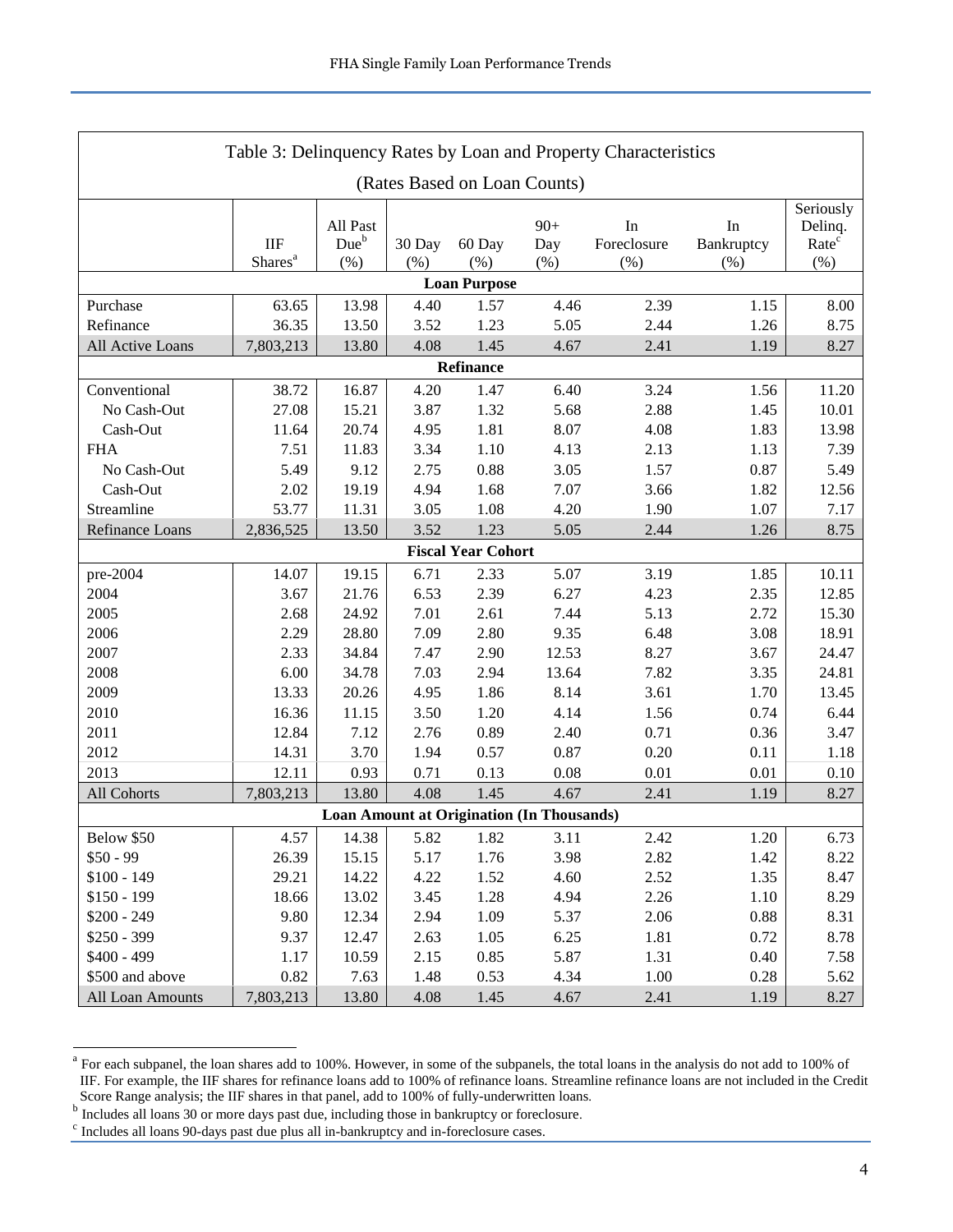Table 3: Delinquency Rates by Loan and Property Characteristics

(Rates Based on Loan Counts)

| | IIF Shares[a] | All Past Due[b] (%) | 30 Day (%) | 60 Day (%) | 90+ Day (%) | In Foreclosure (%) | In Bankruptcy (%) | Seriously Delinq. Rate[c] (%) |
|---|---|---|---|---|---|---|---|---|
| **Loan Purpose** | | | | | | | | |
| Purchase | 63.65 | 13.98 | 4.40 | 1.57 | 4.46 | 2.39 | 1.15 | 8.00 |
| Refinance | 36.35 | 13.50 | 3.52 | 1.23 | 5.05 | 2.44 | 1.26 | 8.75 |
| All Active Loans | 7,803,213 | 13.80 | 4.08 | 1.45 | 4.67 | 2.41 | 1.19 | 8.27 |
| **Refinance** | | | | | | | | |
| Conventional | 38.72 | 16.87 | 4.20 | 1.47 | 6.40 | 3.24 | 1.56 | 11.20 |
| No Cash-Out | 27.08 | 15.21 | 3.87 | 1.32 | 5.68 | 2.88 | 1.45 | 10.01 |
| Cash-Out | 11.64 | 20.74 | 4.95 | 1.81 | 8.07 | 4.08 | 1.83 | 13.98 |
| FHA | 7.51 | 11.83 | 3.34 | 1.10 | 4.13 | 2.13 | 1.13 | 7.39 |
| No Cash-Out | 5.49 | 9.12 | 2.75 | 0.88 | 3.05 | 1.57 | 0.87 | 5.49 |
| Cash-Out | 2.02 | 19.19 | 4.94 | 1.68 | 7.07 | 3.66 | 1.82 | 12.56 |
| Streamline | 53.77 | 11.31 | 3.05 | 1.08 | 4.20 | 1.90 | 1.07 | 7.17 |
| Refinance Loans | 2,836,525 | 13.50 | 3.52 | 1.23 | 5.05 | 2.44 | 1.26 | 8.75 |
| **Fiscal Year Cohort** | | | | | | | | |
| pre-2004 | 14.07 | 19.15 | 6.71 | 2.33 | 5.07 | 3.19 | 1.85 | 10.11 |
| 2004 | 3.67 | 21.76 | 6.53 | 2.39 | 6.27 | 4.23 | 2.35 | 12.85 |
| 2005 | 2.68 | 24.92 | 7.01 | 2.61 | 7.44 | 5.13 | 2.72 | 15.30 |
| 2006 | 2.29 | 28.80 | 7.09 | 2.80 | 9.35 | 6.48 | 3.08 | 18.91 |
| 2007 | 2.33 | 34.84 | 7.47 | 2.90 | 12.53 | 8.27 | 3.67 | 24.47 |
| 2008 | 6.00 | 34.78 | 7.03 | 2.94 | 13.64 | 7.82 | 3.35 | 24.81 |
| 2009 | 13.33 | 20.26 | 4.95 | 1.86 | 8.14 | 3.61 | 1.70 | 13.45 |
| 2010 | 16.36 | 11.15 | 3.50 | 1.20 | 4.14 | 1.56 | 0.74 | 6.44 |
| 2011 | 12.84 | 7.12 | 2.76 | 0.89 | 2.40 | 0.71 | 0.36 | 3.47 |
| 2012 | 14.31 | 3.70 | 1.94 | 0.57 | 0.87 | 0.20 | 0.11 | 1.18 |
| 2013 | 12.11 | 0.93 | 0.71 | 0.13 | 0.08 | 0.01 | 0.01 | 0.10 |
| All Cohorts | 7,803,213 | 13.80 | 4.08 | 1.45 | 4.67 | 2.41 | 1.19 | 8.27 |
| **Loan Amount at Origination (In Thousands)** | | | | | | | | |
| Below $50 | 4.57 | 14.38 | 5.82 | 1.82 | 3.11 | 2.42 | 1.20 | 6.73 |
| $50 - 99 | 26.39 | 15.15 | 5.17 | 1.76 | 3.98 | 2.82 | 1.42 | 8.22 |
| $100 - 149 | 29.21 | 14.22 | 4.22 | 1.52 | 4.60 | 2.52 | 1.35 | 8.47 |
| $150 - 199 | 18.66 | 13.02 | 3.45 | 1.28 | 4.94 | 2.26 | 1.10 | 8.29 |
| $200 - 249 | 9.80 | 12.34 | 2.94 | 1.09 | 5.37 | 2.06 | 0.88 | 8.31 |
| $250 - 399 | 9.37 | 12.47 | 2.63 | 1.05 | 6.25 | 1.81 | 0.72 | 8.78 |
| $400 - 499 | 1.17 | 10.59 | 2.15 | 0.85 | 5.87 | 1.31 | 0.40 | 7.58 |
| $500 and above | 0.82 | 7.63 | 1.48 | 0.53 | 4.34 | 1.00 | 0.28 | 5.62 |
| All Loan Amounts | 7,803,213 | 13.80 | 4.08 | 1.45 | 4.67 | 2.41 | 1.19 | 8.27 |

[a] For each subpanel, the loan shares add to 100%. However, in some of the subpanels, the total loans in the analysis do not add to 100% of IIF. For example, the IIF shares for refinance loans add to 100% of refinance loans. Streamline refinance loans are not included in the Credit Score Range analysis; the IIF shares in that panel, add to 100% of fully-underwritten loans.

[b] Includes all loans 30 or more days past due, including those in bankruptcy or foreclosure.

[c] Includes all loans 90-days past due plus all in-bankruptcy and in-foreclosure cases.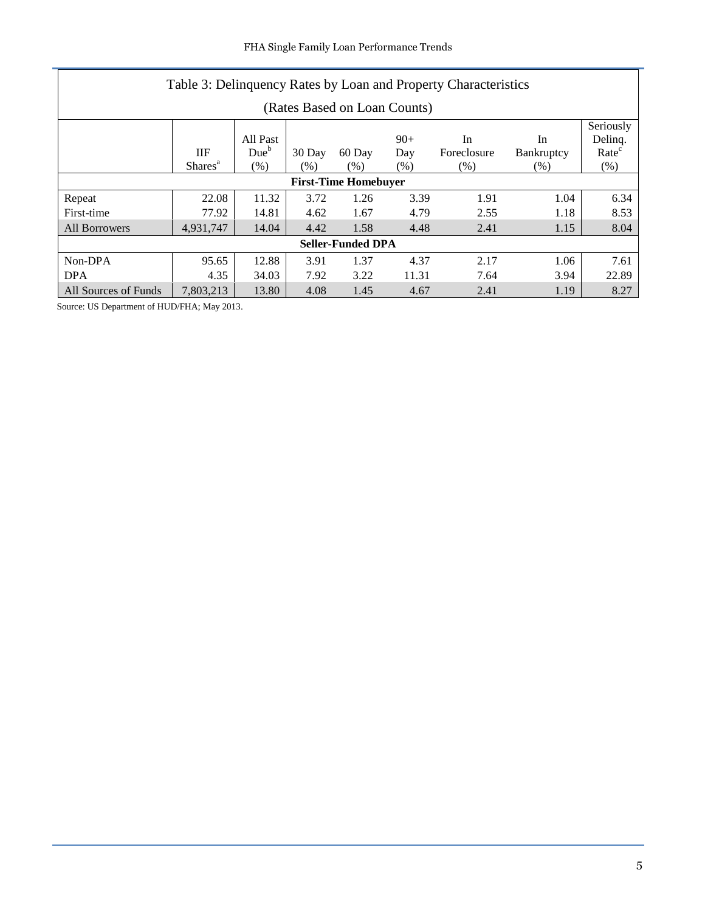## Table 3: Delinquency Rates by Loan and Property Characteristics

(Rates Based on Loan Counts)

| | IIF Shares[a] | All Past Due[b] (%) | 30 Day (%) | 60 Day (%) | 90+ Day (%) | In Foreclosure (%) | In Bankruptcy (%) | Seriously Delinq. Rate[c] (%) |
|---|---|---|---|---|---|---|---|---|
| **First-Time Homebuyer** | | | | | | | | |
| Repeat | 22.08 | 11.32 | 3.72 | 1.26 | 3.39 | 1.91 | 1.04 | 6.34 |
| First-time | 77.92 | 14.81 | 4.62 | 1.67 | 4.79 | 2.55 | 1.18 | 8.53 |
| All Borrowers | 4,931,747 | 14.04 | 4.42 | 1.58 | 4.48 | 2.41 | 1.15 | 8.04 |
| **Seller-Funded DPA** | | | | | | | | |
| Non-DPA | 95.65 | 12.88 | 3.91 | 1.37 | 4.37 | 2.17 | 1.06 | 7.61 |
| DPA | 4.35 | 34.03 | 7.92 | 3.22 | 11.31 | 7.64 | 3.94 | 22.89 |
| All Sources of Funds | 7,803,213 | 13.80 | 4.08 | 1.45 | 4.67 | 2.41 | 1.19 | 8.27 |

Source: US Department of HUD/FHA; May 2013.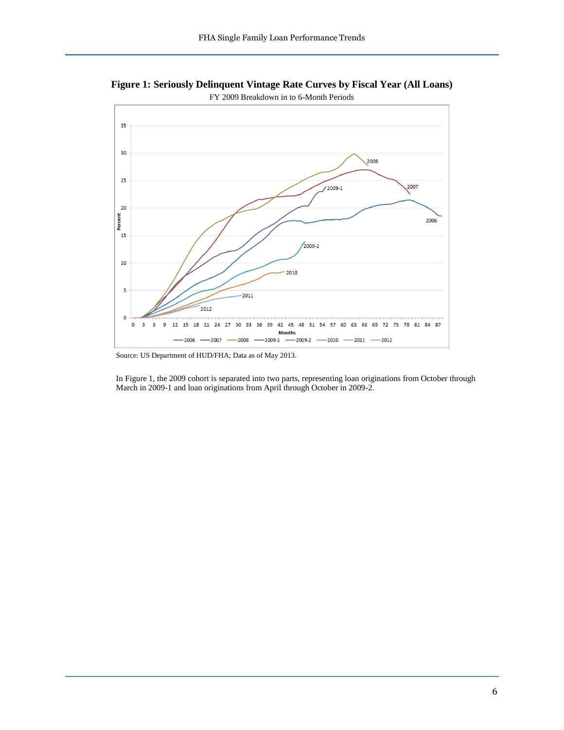**Figure 1: Seriously Delinquent Vintage Rate Curves by Fiscal Year (All Loans)**

FY 2009 Breakdown in to 6-Month Periods

Source: US Department of HUD/FHA; Data as of May 2013.

In Figure 1, the 2009 cohort is separated into two parts, representing loan originations from October through March in 2009-1 and loan originations from April through October in 2009-2.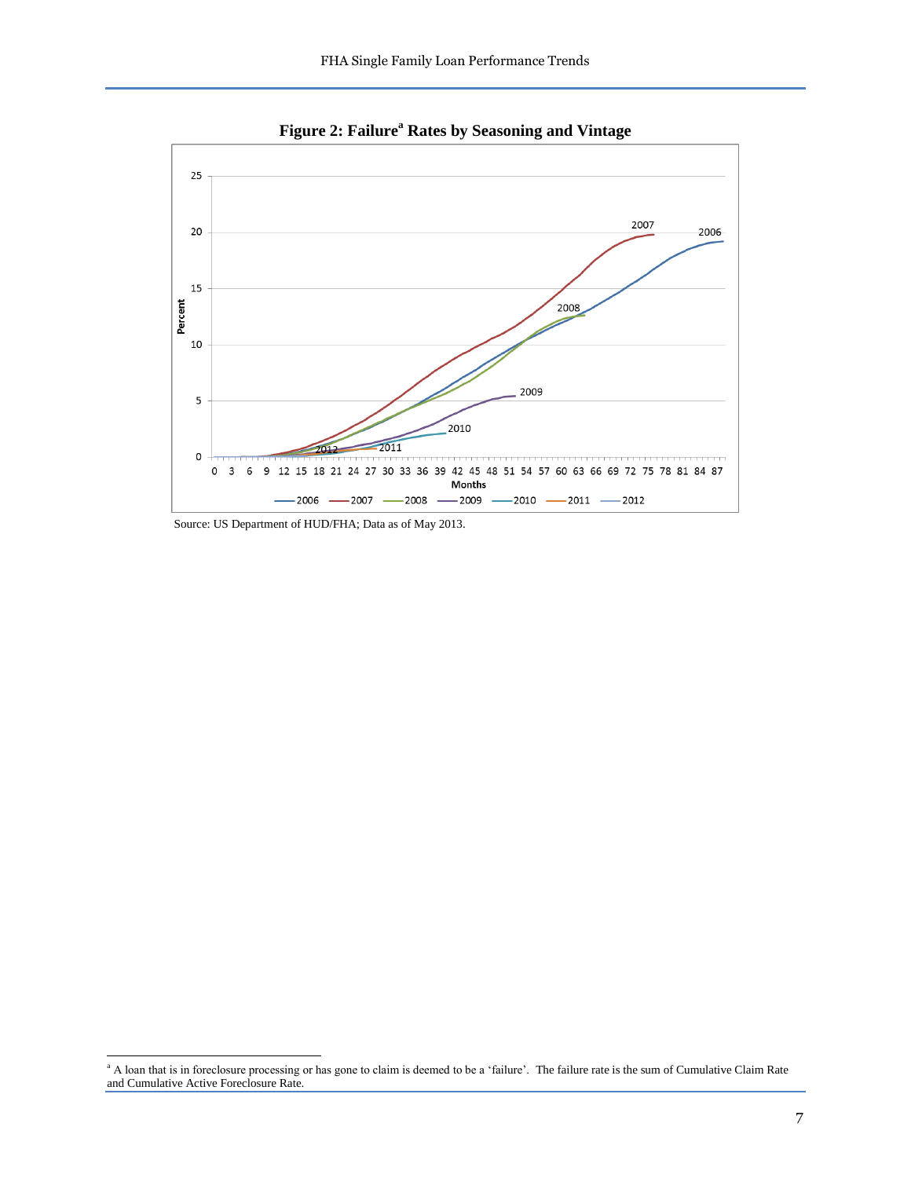**Figure 2: Failure[a] Rates by Seasoning and Vintage**

Percent

25
20
15
10
5
0

0 3 6 9 12 15 18 21 24 27 30 33 36 39 42 45 48 51 54 57 60 63 66 69 72 75 78 81 84 87

Months

2007
2006
2008
2009
2010
2011
2012

2006 2007 2008 2009 2010 2011 2012

Source: US Department of HUD/FHA; Data as of May 2013.

[a] A loan that is in foreclosure processing or has gone to claim is deemed to be a 'failure'. The failure rate is the sum of Cumulative Claim Rate and Cumulative Active Foreclosure Rate.